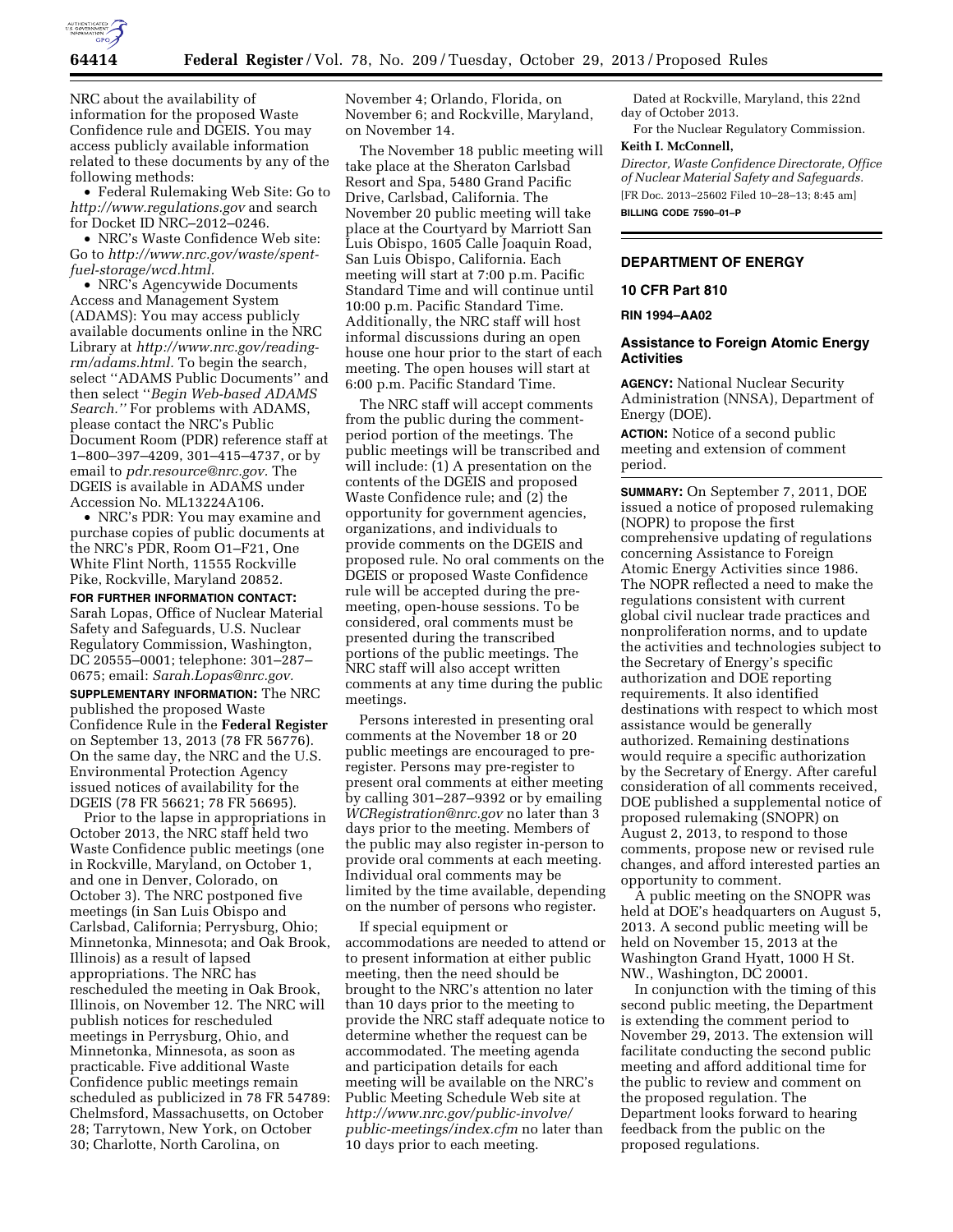NRC about the availability of information for the proposed Waste Confidence rule and DGEIS. You may access publicly available information related to these documents by any of the following methods:

- Federal Rulemaking Web Site: Go to *http://www.regulations.gov* and search for Docket ID NRC–2012–0246.
- NRC's Waste Confidence Web site: Go to *http://www.nrc.gov/waste/spent-fuel-storage/wcd.html.*
- NRC's Agencywide Documents Access and Management System (ADAMS): You may access publicly available documents online in the NRC Library at *http://www.nrc.gov/reading-rm/adams.html.* To begin the search, select ''ADAMS Public Documents'' and then select ''*Begin Web-based ADAMS Search.''* For problems with ADAMS, please contact the NRC's Public Document Room (PDR) reference staff at 1–800–397–4209, 301–415–4737, or by email to *pdr.resource@nrc.gov.* The DGEIS is available in ADAMS under Accession No. ML13224A106.
- NRC's PDR: You may examine and purchase copies of public documents at the NRC's PDR, Room O1–F21, One White Flint North, 11555 Rockville Pike, Rockville, Maryland 20852.

**FOR FURTHER INFORMATION CONTACT:** Sarah Lopas, Office of Nuclear Material Safety and Safeguards, U.S. Nuclear Regulatory Commission, Washington, DC 20555–0001; telephone: 301–287–0675; email: *Sarah.Lopas@nrc.gov.*

**SUPPLEMENTARY INFORMATION:** The NRC published the proposed Waste Confidence Rule in the **Federal Register** on September 13, 2013 (78 FR 56776). On the same day, the NRC and the U.S. Environmental Protection Agency issued notices of availability for the DGEIS (78 FR 56621; 78 FR 56695).

Prior to the lapse in appropriations in October 2013, the NRC staff held two Waste Confidence public meetings (one in Rockville, Maryland, on October 1, and one in Denver, Colorado, on October 3). The NRC postponed five meetings (in San Luis Obispo and Carlsbad, California; Perrysburg, Ohio; Minnetonka, Minnesota; and Oak Brook, Illinois) as a result of lapsed appropriations. The NRC has rescheduled the meeting in Oak Brook, Illinois, on November 12. The NRC will publish notices for rescheduled meetings in Perrysburg, Ohio, and Minnetonka, Minnesota, as soon as practicable. Five additional Waste Confidence public meetings remain scheduled as publicized in 78 FR 54789: Chelmsford, Massachusetts, on October 28; Tarrytown, New York, on October 30; Charlotte, North Carolina, on November 4; Orlando, Florida, on November 6; and Rockville, Maryland, on November 14.

The November 18 public meeting will take place at the Sheraton Carlsbad Resort and Spa, 5480 Grand Pacific Drive, Carlsbad, California. The November 20 public meeting will take place at the Courtyard by Marriott San Luis Obispo, 1605 Calle Joaquin Road, San Luis Obispo, California. Each meeting will start at 7:00 p.m. Pacific Standard Time and will continue until 10:00 p.m. Pacific Standard Time. Additionally, the NRC staff will host informal discussions during an open house one hour prior to the start of each meeting. The open houses will start at 6:00 p.m. Pacific Standard Time.

The NRC staff will accept comments from the public during the comment-period portion of the meetings. The public meetings will be transcribed and will include: (1) A presentation on the contents of the DGEIS and proposed Waste Confidence rule; and (2) the opportunity for government agencies, organizations, and individuals to provide comments on the DGEIS and proposed rule. No oral comments on the DGEIS or proposed Waste Confidence rule will be accepted during the pre-meeting, open-house sessions. To be considered, oral comments must be presented during the transcribed portions of the public meetings. The NRC staff will also accept written comments at any time during the public meetings.

Persons interested in presenting oral comments at the November 18 or 20 public meetings are encouraged to pre-register. Persons may pre-register to present oral comments at either meeting by calling 301–287–9392 or by emailing *WCRegistration@nrc.gov* no later than 3 days prior to the meeting. Members of the public may also register in-person to provide oral comments at each meeting. Individual oral comments may be limited by the time available, depending on the number of persons who register.

If special equipment or accommodations are needed to attend or to present information at either public meeting, then the need should be brought to the NRC's attention no later than 10 days prior to the meeting to provide the NRC staff adequate notice to determine whether the request can be accommodated. The meeting agenda and participation details for each meeting will be available on the NRC's Public Meeting Schedule Web site at *http://www.nrc.gov/public-involve/public-meetings/index.cfm* no later than 10 days prior to each meeting.

Dated at Rockville, Maryland, this 22nd day of October 2013.

For the Nuclear Regulatory Commission.

**Keith I. McConnell,**

*Director, Waste Confidence Directorate, Office of Nuclear Material Safety and Safeguards.*

[FR Doc. 2013–25602 Filed 10–28–13; 8:45 am]

**BILLING CODE 7590–01–P**

## DEPARTMENT OF ENERGY

### 10 CFR Part 810

### RIN 1994–AA02

### Assistance to Foreign Atomic Energy Activities

**AGENCY:** National Nuclear Security Administration (NNSA), Department of Energy (DOE).

**ACTION:** Notice of a second public meeting and extension of comment period.

**SUMMARY:** On September 7, 2011, DOE issued a notice of proposed rulemaking (NOPR) to propose the first comprehensive updating of regulations concerning Assistance to Foreign Atomic Energy Activities since 1986. The NOPR reflected a need to make the regulations consistent with current global civil nuclear trade practices and nonproliferation norms, and to update the activities and technologies subject to the Secretary of Energy's specific authorization and DOE reporting requirements. It also identified destinations with respect to which most assistance would be generally authorized. Remaining destinations would require a specific authorization by the Secretary of Energy. After careful consideration of all comments received, DOE published a supplemental notice of proposed rulemaking (SNOPR) on August 2, 2013, to respond to those comments, propose new or revised rule changes, and afford interested parties an opportunity to comment.

A public meeting on the SNOPR was held at DOE's headquarters on August 5, 2013. A second public meeting will be held on November 15, 2013 at the Washington Grand Hyatt, 1000 H St. NW., Washington, DC 20001.

In conjunction with the timing of this second public meeting, the Department is extending the comment period to November 29, 2013. The extension will facilitate conducting the second public meeting and afford additional time for the public to review and comment on the proposed regulation. The Department looks forward to hearing feedback from the public on the proposed regulations.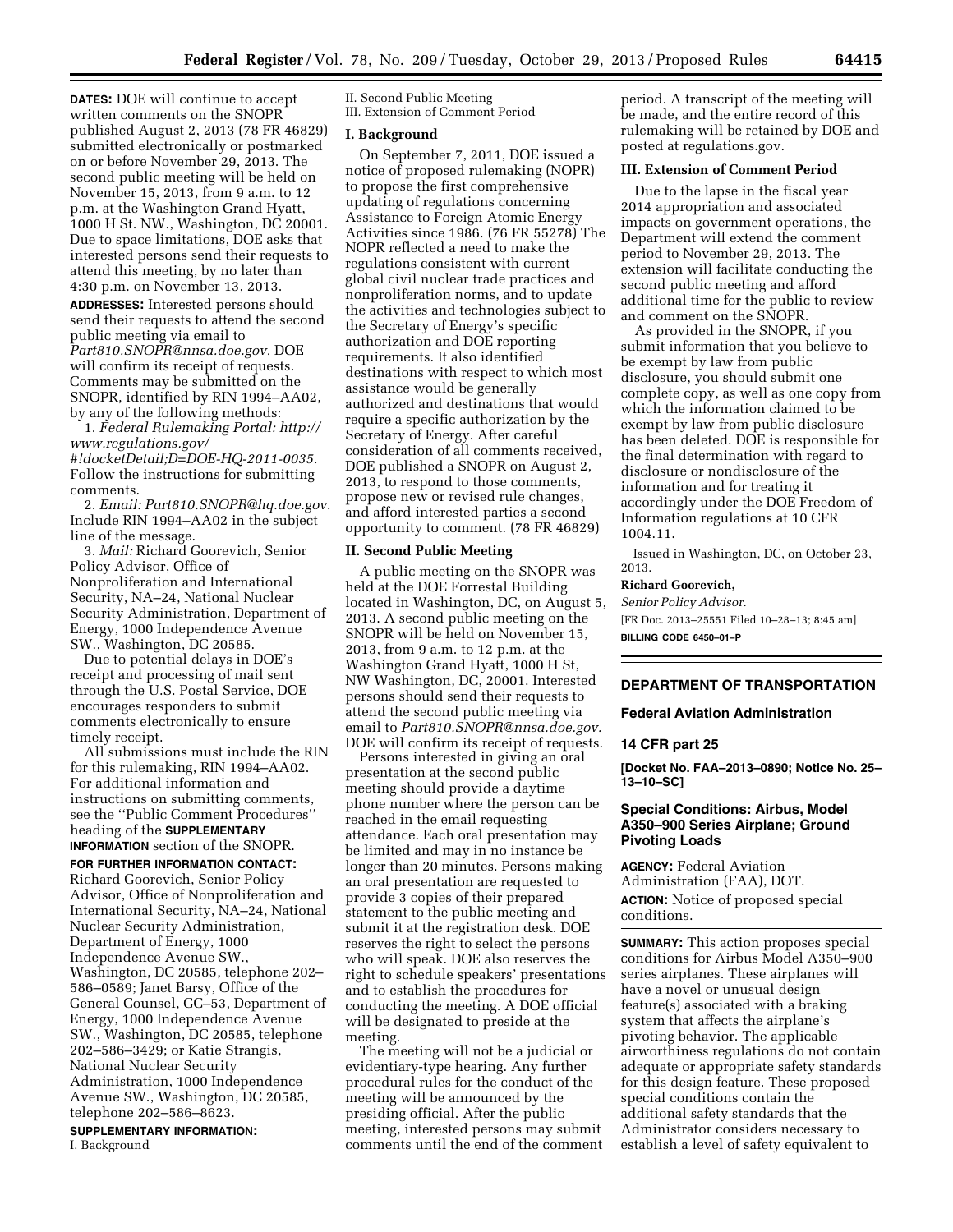**DATES:** DOE will continue to accept written comments on the SNOPR published August 2, 2013 (78 FR 46829) submitted electronically or postmarked on or before November 29, 2013. The second public meeting will be held on November 15, 2013, from 9 a.m. to 12 p.m. at the Washington Grand Hyatt, 1000 H St. NW., Washington, DC 20001. Due to space limitations, DOE asks that interested persons send their requests to attend this meeting, by no later than 4:30 p.m. on November 13, 2013.

**ADDRESSES:** Interested persons should send their requests to attend the second public meeting via email to *Part810.SNOPR@nnsa.doe.gov.* DOE will confirm its receipt of requests. Comments may be submitted on the SNOPR, identified by RIN 1994–AA02, by any of the following methods:

1. *Federal Rulemaking Portal: http://www.regulations.gov/#!docketDetail;D=DOE-HQ-2011-0035.* Follow the instructions for submitting comments.

2. *Email: Part810.SNOPR@hq.doe.gov.* Include RIN 1994–AA02 in the subject line of the message.

3. *Mail:* Richard Goorevich, Senior Policy Advisor, Office of Nonproliferation and International Security, NA–24, National Nuclear Security Administration, Department of Energy, 1000 Independence Avenue SW., Washington, DC 20585.

Due to potential delays in DOE's receipt and processing of mail sent through the U.S. Postal Service, DOE encourages responders to submit comments electronically to ensure timely receipt.

All submissions must include the RIN for this rulemaking, RIN 1994–AA02. For additional information and instructions on submitting comments, see the ''Public Comment Procedures'' heading of the **SUPPLEMENTARY INFORMATION** section of the SNOPR.

**FOR FURTHER INFORMATION CONTACT:** Richard Goorevich, Senior Policy Advisor, Office of Nonproliferation and International Security, NA–24, National Nuclear Security Administration, Department of Energy, 1000 Independence Avenue SW., Washington, DC 20585, telephone 202–586–0589; Janet Barsy, Office of the General Counsel, GC–53, Department of Energy, 1000 Independence Avenue SW., Washington, DC 20585, telephone 202–586–3429; or Katie Strangis, National Nuclear Security Administration, 1000 Independence Avenue SW., Washington, DC 20585, telephone 202–586–8623.

**SUPPLEMENTARY INFORMATION:**

I. Background
II. Second Public Meeting
III. Extension of Comment Period

## I. Background

On September 7, 2011, DOE issued a notice of proposed rulemaking (NOPR) to propose the first comprehensive updating of regulations concerning Assistance to Foreign Atomic Energy Activities since 1986. (76 FR 55278) The NOPR reflected a need to make the regulations consistent with current global civil nuclear trade practices and nonproliferation norms, and to update the activities and technologies subject to the Secretary of Energy's specific authorization and DOE reporting requirements. It also identified destinations with respect to which most assistance would be generally authorized and destinations that would require a specific authorization by the Secretary of Energy. After careful consideration of all comments received, DOE published a SNOPR on August 2, 2013, to respond to those comments, propose new or revised rule changes, and afford interested parties a second opportunity to comment. (78 FR 46829)

## II. Second Public Meeting

A public meeting on the SNOPR was held at the DOE Forrestal Building located in Washington, DC, on August 5, 2013. A second public meeting on the SNOPR will be held on November 15, 2013, from 9 a.m. to 12 p.m. at the Washington Grand Hyatt, 1000 H St, NW Washington, DC, 20001. Interested persons should send their requests to attend the second public meeting via email to *Part810.SNOPR@nnsa.doe.gov.* DOE will confirm its receipt of requests.

Persons interested in giving an oral presentation at the second public meeting should provide a daytime phone number where the person can be reached in the email requesting attendance. Each oral presentation may be limited and may in no instance be longer than 20 minutes. Persons making an oral presentation are requested to provide 3 copies of their prepared statement to the public meeting and submit it at the registration desk. DOE reserves the right to select the persons who will speak. DOE also reserves the right to schedule speakers' presentations and to establish the procedures for conducting the meeting. A DOE official will be designated to preside at the meeting.

The meeting will not be a judicial or evidentiary-type hearing. Any further procedural rules for the conduct of the meeting will be announced by the presiding official. After the public meeting, interested persons may submit comments until the end of the comment period. A transcript of the meeting will be made, and the entire record of this rulemaking will be retained by DOE and posted at regulations.gov.

## III. Extension of Comment Period

Due to the lapse in the fiscal year 2014 appropriation and associated impacts on government operations, the Department will extend the comment period to November 29, 2013. The extension will facilitate conducting the second public meeting and afford additional time for the public to review and comment on the SNOPR.

As provided in the SNOPR, if you submit information that you believe to be exempt by law from public disclosure, you should submit one complete copy, as well as one copy from which the information claimed to be exempt by law from public disclosure has been deleted. DOE is responsible for the final determination with regard to disclosure or nondisclosure of the information and for treating it accordingly under the DOE Freedom of Information regulations at 10 CFR 1004.11.

Issued in Washington, DC, on October 23, 2013.

**Richard Goorevich,**

*Senior Policy Advisor.*

[FR Doc. 2013–25551 Filed 10–28–13; 8:45 am]

**BILLING CODE 6450–01–P**

---

# DEPARTMENT OF TRANSPORTATION

## Federal Aviation Administration

### 14 CFR part 25

**[Docket No. FAA–2013–0890; Notice No. 25–13–10–SC]**

### Special Conditions: Airbus, Model A350–900 Series Airplane; Ground Pivoting Loads

**AGENCY:** Federal Aviation Administration (FAA), DOT.

**ACTION:** Notice of proposed special conditions.

**SUMMARY:** This action proposes special conditions for Airbus Model A350–900 series airplanes. These airplanes will have a novel or unusual design feature(s) associated with a braking system that affects the airplane's pivoting behavior. The applicable airworthiness regulations do not contain adequate or appropriate safety standards for this design feature. These proposed special conditions contain the additional safety standards that the Administrator considers necessary to establish a level of safety equivalent to